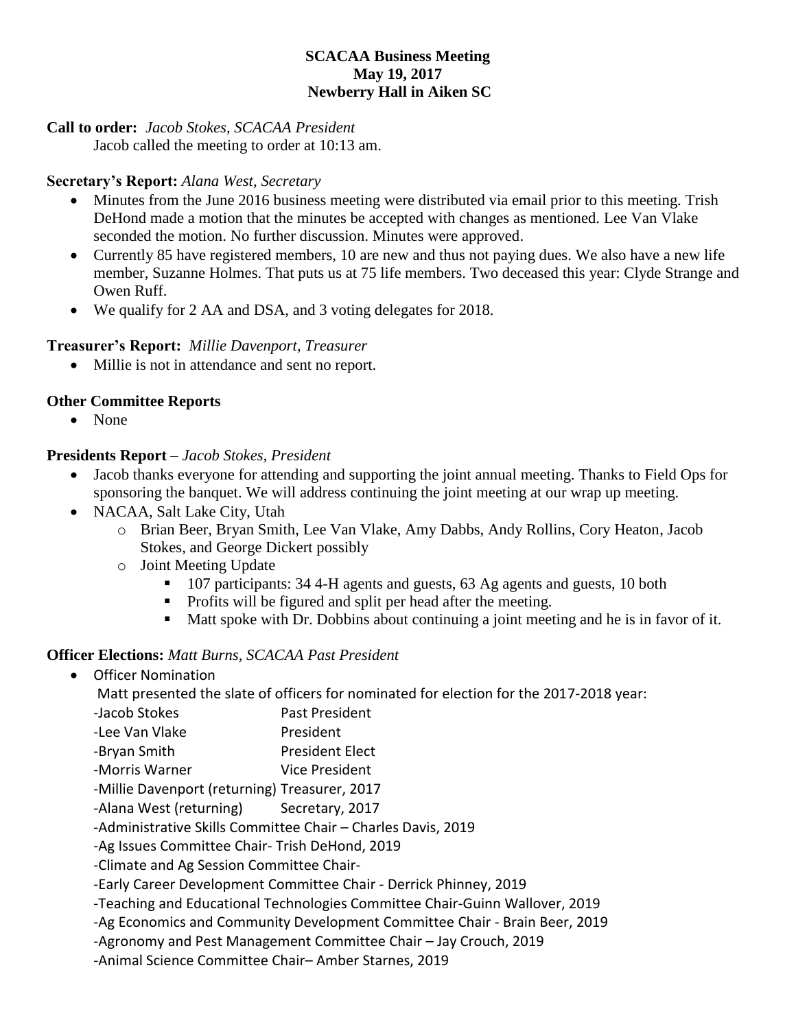**SCACAA Business Meeting**
**May 19, 2017**
**Newberry Hall in Aiken SC**

**Call to order:** *Jacob Stokes, SCACAA President*

Jacob called the meeting to order at 10:13 am.

**Secretary's Report:** *Alana West, Secretary*

- Minutes from the June 2016 business meeting were distributed via email prior to this meeting. Trish DeHond made a motion that the minutes be accepted with changes as mentioned. Lee Van Vlake seconded the motion. No further discussion. Minutes were approved.
- Currently 85 have registered members, 10 are new and thus not paying dues. We also have a new life member, Suzanne Holmes. That puts us at 75 life members. Two deceased this year: Clyde Strange and Owen Ruff.
- We qualify for 2 AA and DSA, and 3 voting delegates for 2018.

**Treasurer's Report:** *Millie Davenport, Treasurer*

- Millie is not in attendance and sent no report.

**Other Committee Reports**

- None

**Presidents Report** – *Jacob Stokes, President*

- Jacob thanks everyone for attending and supporting the joint annual meeting. Thanks to Field Ops for sponsoring the banquet. We will address continuing the joint meeting at our wrap up meeting.
- NACAA, Salt Lake City, Utah
  - Brian Beer, Bryan Smith, Lee Van Vlake, Amy Dabbs, Andy Rollins, Cory Heaton, Jacob Stokes, and George Dickert possibly
  - Joint Meeting Update
    - 107 participants: 34 4-H agents and guests, 63 Ag agents and guests, 10 both
    - Profits will be figured and split per head after the meeting.
    - Matt spoke with Dr. Dobbins about continuing a joint meeting and he is in favor of it.

**Officer Elections:** *Matt Burns, SCACAA Past President*

- Officer Nomination

  Matt presented the slate of officers for nominated for election for the 2017-2018 year:

  -Jacob Stokes Past President
  -Lee Van Vlake President
  -Bryan Smith President Elect
  -Morris Warner Vice President
  -Millie Davenport (returning) Treasurer, 2017
  -Alana West (returning) Secretary, 2017
  -Administrative Skills Committee Chair – Charles Davis, 2019
  -Ag Issues Committee Chair- Trish DeHond, 2019
  -Climate and Ag Session Committee Chair-
  -Early Career Development Committee Chair - Derrick Phinney, 2019
  -Teaching and Educational Technologies Committee Chair-Guinn Wallover, 2019
  -Ag Economics and Community Development Committee Chair - Brain Beer, 2019
  -Agronomy and Pest Management Committee Chair – Jay Crouch, 2019
  -Animal Science Committee Chair– Amber Starnes, 2019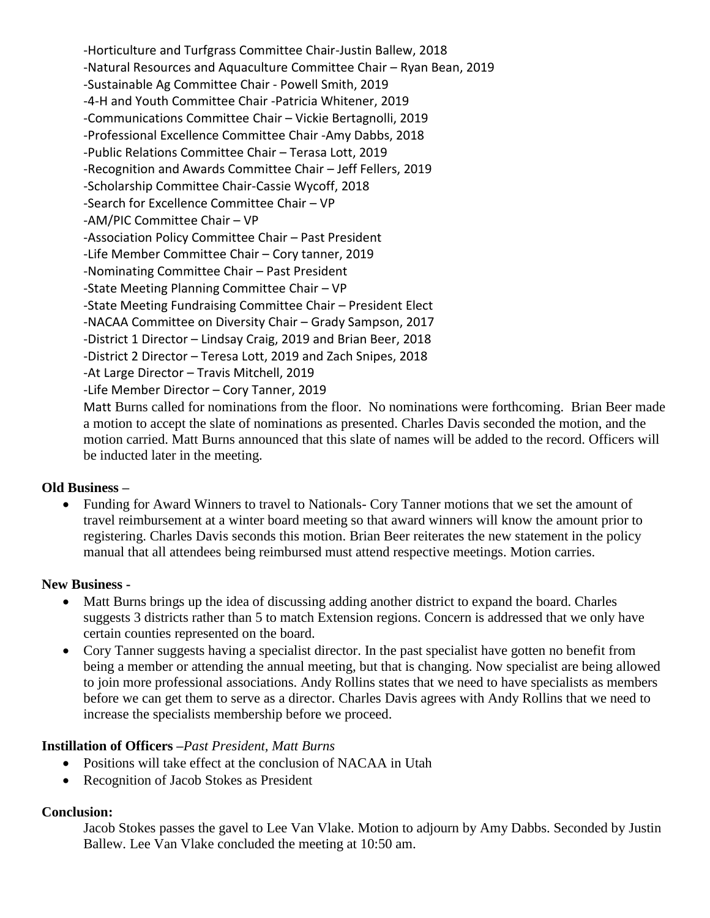-Horticulture and Turfgrass Committee Chair-Justin Ballew, 2018
-Natural Resources and Aquaculture Committee Chair – Ryan Bean, 2019
-Sustainable Ag Committee Chair - Powell Smith, 2019
-4-H and Youth Committee Chair -Patricia Whitener, 2019
-Communications Committee Chair – Vickie Bertagnolli, 2019
-Professional Excellence Committee Chair -Amy Dabbs, 2018
-Public Relations Committee Chair – Terasa Lott, 2019
-Recognition and Awards Committee Chair – Jeff Fellers, 2019
-Scholarship Committee Chair-Cassie Wycoff, 2018
-Search for Excellence Committee Chair – VP
-AM/PIC Committee Chair – VP
-Association Policy Committee Chair – Past President
-Life Member Committee Chair – Cory tanner, 2019
-Nominating Committee Chair – Past President
-State Meeting Planning Committee Chair – VP
-State Meeting Fundraising Committee Chair – President Elect
-NACAA Committee on Diversity Chair – Grady Sampson, 2017
-District 1 Director – Lindsay Craig, 2019 and Brian Beer, 2018
-District 2 Director – Teresa Lott, 2019 and Zach Snipes, 2018
-At Large Director – Travis Mitchell, 2019
-Life Member Director – Cory Tanner, 2019

Matt Burns called for nominations from the floor. No nominations were forthcoming. Brian Beer made a motion to accept the slate of nominations as presented. Charles Davis seconded the motion, and the motion carried. Matt Burns announced that this slate of names will be added to the record. Officers will be inducted later in the meeting.

**Old Business** –

- Funding for Award Winners to travel to Nationals- Cory Tanner motions that we set the amount of travel reimbursement at a winter board meeting so that award winners will know the amount prior to registering. Charles Davis seconds this motion. Brian Beer reiterates the new statement in the policy manual that all attendees being reimbursed must attend respective meetings. Motion carries.

**New Business -**

- Matt Burns brings up the idea of discussing adding another district to expand the board. Charles suggests 3 districts rather than 5 to match Extension regions. Concern is addressed that we only have certain counties represented on the board.
- Cory Tanner suggests having a specialist director. In the past specialist have gotten no benefit from being a member or attending the annual meeting, but that is changing. Now specialist are being allowed to join more professional associations. Andy Rollins states that we need to have specialists as members before we can get them to serve as a director. Charles Davis agrees with Andy Rollins that we need to increase the specialists membership before we proceed.

**Instillation of Officers** –*Past President, Matt Burns*

- Positions will take effect at the conclusion of NACAA in Utah
- Recognition of Jacob Stokes as President

**Conclusion:**

Jacob Stokes passes the gavel to Lee Van Vlake. Motion to adjourn by Amy Dabbs. Seconded by Justin Ballew. Lee Van Vlake concluded the meeting at 10:50 am.